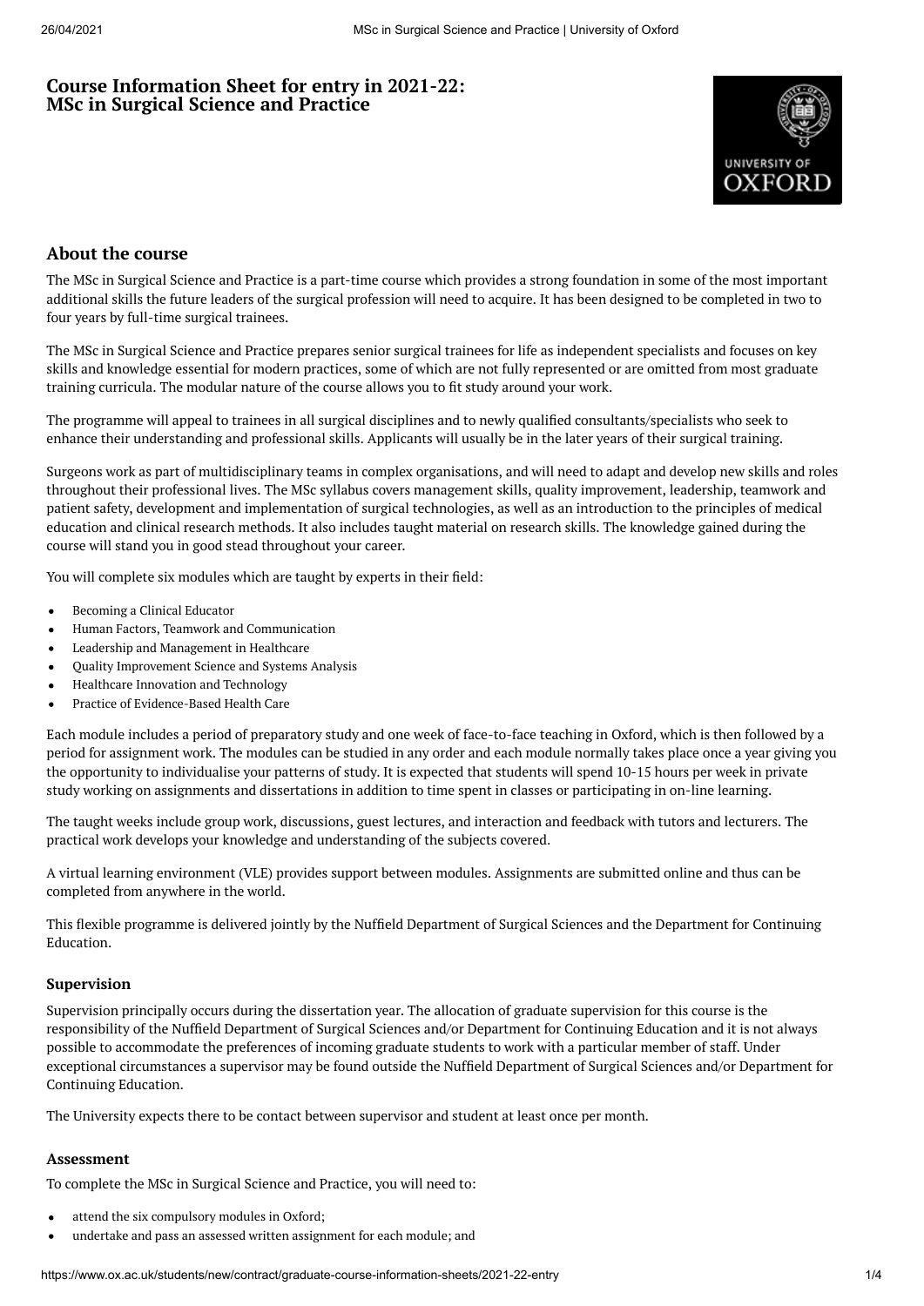# Course Information Sheet for entry in 2021-22: MSc in Surgical Science and Practice

## About the course

The MSc in Surgical Science and Practice is a part-time course which provides a strong foundation in some of the most important additional skills the future leaders of the surgical profession will need to acquire. It has been designed to be completed in two to four years by full-time surgical trainees.

The MSc in Surgical Science and Practice prepares senior surgical trainees for life as independent specialists and focuses on key skills and knowledge essential for modern practices, some of which are not fully represented or are omitted from most graduate training curricula. The modular nature of the course allows you to fit study around your work.

The programme will appeal to trainees in all surgical disciplines and to newly qualified consultants/specialists who seek to enhance their understanding and professional skills. Applicants will usually be in the later years of their surgical training.

Surgeons work as part of multidisciplinary teams in complex organisations, and will need to adapt and develop new skills and roles throughout their professional lives. The MSc syllabus covers management skills, quality improvement, leadership, teamwork and patient safety, development and implementation of surgical technologies, as well as an introduction to the principles of medical education and clinical research methods. It also includes taught material on research skills. The knowledge gained during the course will stand you in good stead throughout your career.

You will complete six modules which are taught by experts in their field:

- Becoming a Clinical Educator
- Human Factors, Teamwork and Communication
- Leadership and Management in Healthcare
- Quality Improvement Science and Systems Analysis
- Healthcare Innovation and Technology
- Practice of Evidence-Based Health Care

Each module includes a period of preparatory study and one week of face-to-face teaching in Oxford, which is then followed by a period for assignment work. The modules can be studied in any order and each module normally takes place once a year giving you the opportunity to individualise your patterns of study. It is expected that students will spend 10-15 hours per week in private study working on assignments and dissertations in addition to time spent in classes or participating in on-line learning.

The taught weeks include group work, discussions, guest lectures, and interaction and feedback with tutors and lecturers. The practical work develops your knowledge and understanding of the subjects covered.

A virtual learning environment (VLE) provides support between modules. Assignments are submitted online and thus can be completed from anywhere in the world.

This flexible programme is delivered jointly by the Nuffield Department of Surgical Sciences and the Department for Continuing Education.

### Supervision

Supervision principally occurs during the dissertation year. The allocation of graduate supervision for this course is the responsibility of the Nuffield Department of Surgical Sciences and/or Department for Continuing Education and it is not always possible to accommodate the preferences of incoming graduate students to work with a particular member of staff. Under exceptional circumstances a supervisor may be found outside the Nuffield Department of Surgical Sciences and/or Department for Continuing Education.

The University expects there to be contact between supervisor and student at least once per month.

### Assessment

To complete the MSc in Surgical Science and Practice, you will need to:

- attend the six compulsory modules in Oxford;
- undertake and pass an assessed written assignment for each module; and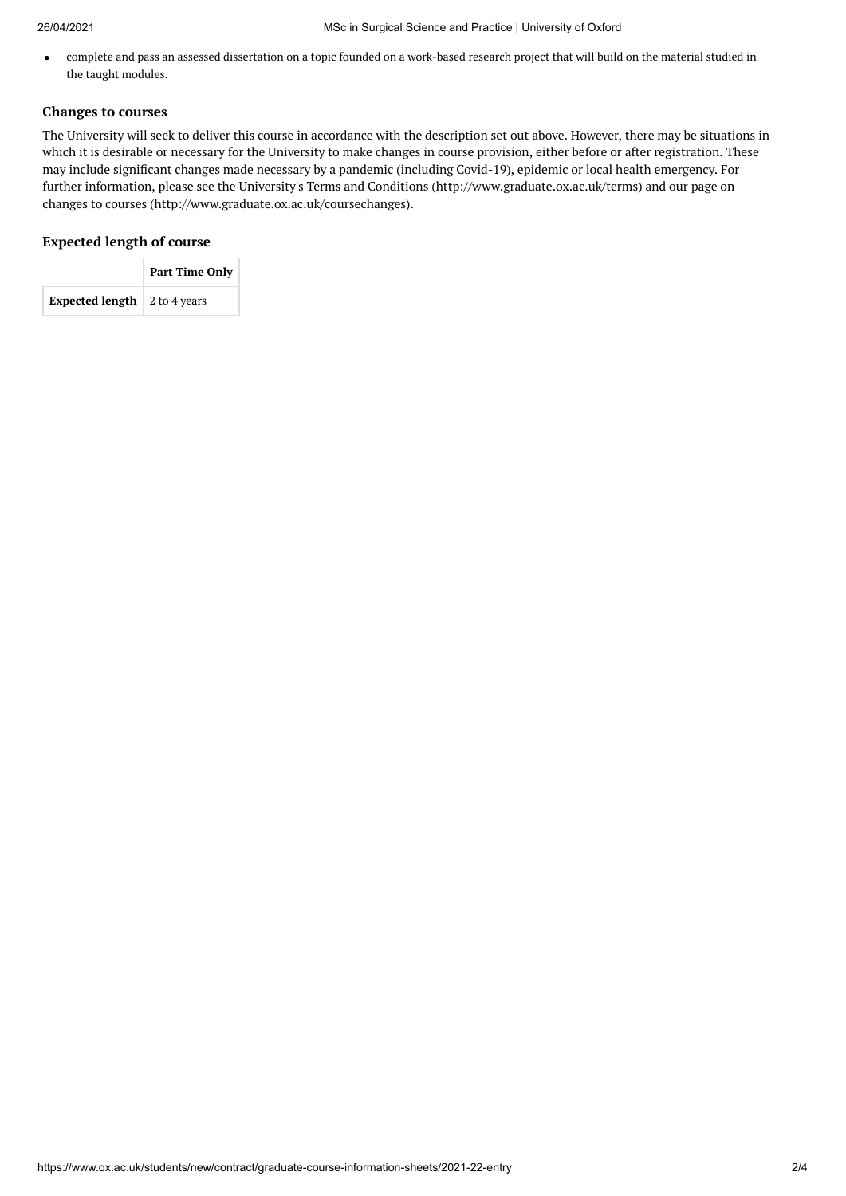- complete and pass an assessed dissertation on a topic founded on a work-based research project that will build on the material studied in the taught modules.

### Changes to courses

The University will seek to deliver this course in accordance with the description set out above. However, there may be situations in which it is desirable or necessary for the University to make changes in course provision, either before or after registration. These may include significant changes made necessary by a pandemic (including Covid-19), epidemic or local health emergency. For further information, please see the University's Terms and Conditions (http://www.graduate.ox.ac.uk/terms) and our page on changes to courses (http://www.graduate.ox.ac.uk/coursechanges).

### Expected length of course

| | Part Time Only |
|---|---|
| **Expected length** | 2 to 4 years |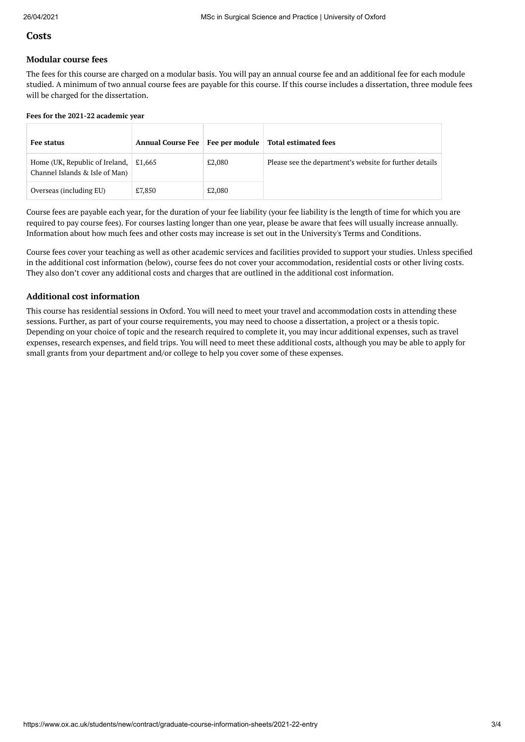## Costs

### Modular course fees

The fees for this course are charged on a modular basis. You will pay an annual course fee and an additional fee for each module studied. A minimum of two annual course fees are payable for this course. If this course includes a dissertation, three module fees will be charged for the dissertation.

**Fees for the 2021-22 academic year**

| Fee status | Annual Course Fee | Fee per module | Total estimated fees |
|---|---|---|---|
| Home (UK, Republic of Ireland, Channel Islands & Isle of Man) | £1,665 | £2,080 | Please see the department's website for further details |
| Overseas (including EU) | £7,850 | £2,080 | |

Course fees are payable each year, for the duration of your fee liability (your fee liability is the length of time for which you are required to pay course fees). For courses lasting longer than one year, please be aware that fees will usually increase annually. Information about how much fees and other costs may increase is set out in the University's Terms and Conditions.

Course fees cover your teaching as well as other academic services and facilities provided to support your studies. Unless specified in the additional cost information (below), course fees do not cover your accommodation, residential costs or other living costs. They also don't cover any additional costs and charges that are outlined in the additional cost information.

### Additional cost information

This course has residential sessions in Oxford. You will need to meet your travel and accommodation costs in attending these sessions. Further, as part of your course requirements, you may need to choose a dissertation, a project or a thesis topic. Depending on your choice of topic and the research required to complete it, you may incur additional expenses, such as travel expenses, research expenses, and field trips. You will need to meet these additional costs, although you may be able to apply for small grants from your department and/or college to help you cover some of these expenses.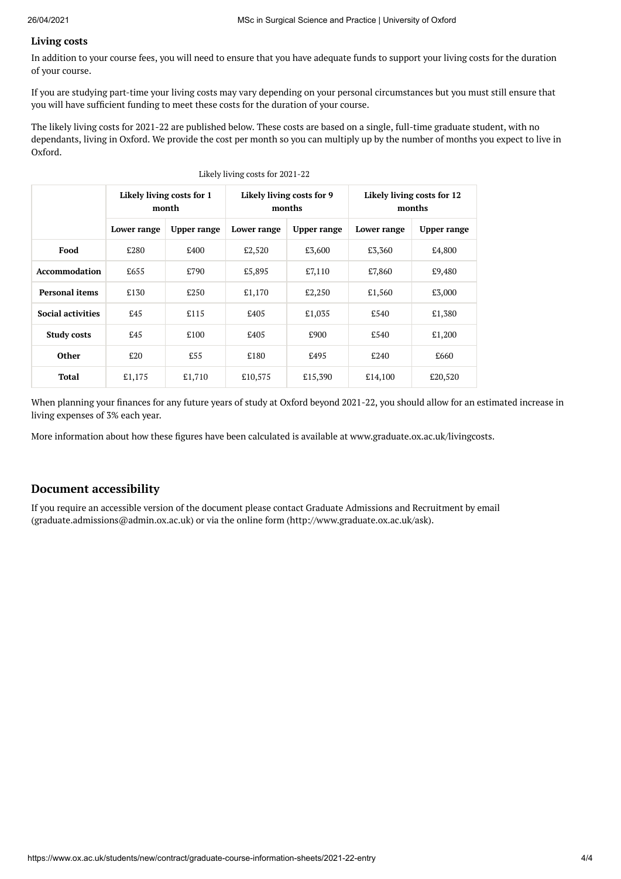**Living costs**

In addition to your course fees, you will need to ensure that you have adequate funds to support your living costs for the duration of your course.

If you are studying part-time your living costs may vary depending on your personal circumstances but you must still ensure that you will have sufficient funding to meet these costs for the duration of your course.

The likely living costs for 2021-22 are published below. These costs are based on a single, full-time graduate student, with no dependants, living in Oxford. We provide the cost per month so you can multiply up by the number of months you expect to live in Oxford.

Likely living costs for 2021-22

| | Likely living costs for 1 month | | Likely living costs for 9 months | | Likely living costs for 12 months | |
|---|---|---|---|---|---|---|
| | Lower range | Upper range | Lower range | Upper range | Lower range | Upper range |
| **Food** | £280 | £400 | £2,520 | £3,600 | £3,360 | £4,800 |
| **Accommodation** | £655 | £790 | £5,895 | £7,110 | £7,860 | £9,480 |
| **Personal items** | £130 | £250 | £1,170 | £2,250 | £1,560 | £3,000 |
| **Social activities** | £45 | £115 | £405 | £1,035 | £540 | £1,380 |
| **Study costs** | £45 | £100 | £405 | £900 | £540 | £1,200 |
| **Other** | £20 | £55 | £180 | £495 | £240 | £660 |
| **Total** | £1,175 | £1,710 | £10,575 | £15,390 | £14,100 | £20,520 |

When planning your finances for any future years of study at Oxford beyond 2021-22, you should allow for an estimated increase in living expenses of 3% each year.

More information about how these figures have been calculated is available at www.graduate.ox.ac.uk/livingcosts.

## Document accessibility

If you require an accessible version of the document please contact Graduate Admissions and Recruitment by email (graduate.admissions@admin.ox.ac.uk) or via the online form (http://www.graduate.ox.ac.uk/ask).